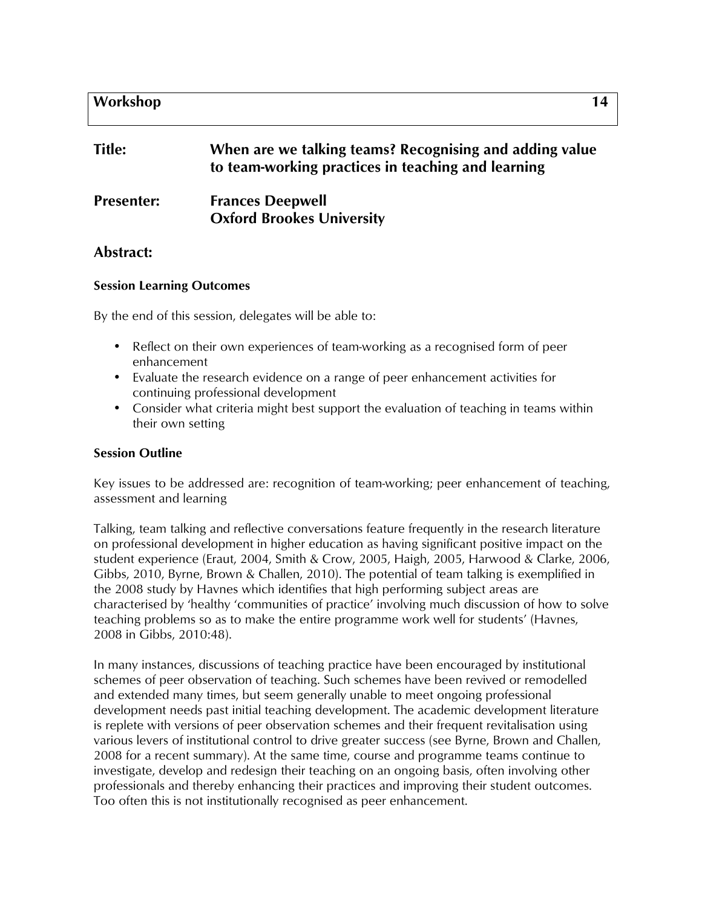| Workshop | 14 |
| --- | --- |

**Title:** **When are we talking teams? Recognising and adding value to team-working practices in teaching and learning**

**Presenter:** **Frances Deepwell**
**Oxford Brookes University**

## Abstract:

### Session Learning Outcomes

By the end of this session, delegates will be able to:

- Reflect on their own experiences of team-working as a recognised form of peer enhancement
- Evaluate the research evidence on a range of peer enhancement activities for continuing professional development
- Consider what criteria might best support the evaluation of teaching in teams within their own setting

### Session Outline

Key issues to be addressed are: recognition of team-working; peer enhancement of teaching, assessment and learning

Talking, team talking and reflective conversations feature frequently in the research literature on professional development in higher education as having significant positive impact on the student experience (Eraut, 2004, Smith & Crow, 2005, Haigh, 2005, Harwood & Clarke, 2006, Gibbs, 2010, Byrne, Brown & Challen, 2010). The potential of team talking is exemplified in the 2008 study by Havnes which identifies that high performing subject areas are characterised by 'healthy 'communities of practice' involving much discussion of how to solve teaching problems so as to make the entire programme work well for students' (Havnes, 2008 in Gibbs, 2010:48).

In many instances, discussions of teaching practice have been encouraged by institutional schemes of peer observation of teaching. Such schemes have been revived or remodelled and extended many times, but seem generally unable to meet ongoing professional development needs past initial teaching development. The academic development literature is replete with versions of peer observation schemes and their frequent revitalisation using various levers of institutional control to drive greater success (see Byrne, Brown and Challen, 2008 for a recent summary). At the same time, course and programme teams continue to investigate, develop and redesign their teaching on an ongoing basis, often involving other professionals and thereby enhancing their practices and improving their student outcomes. Too often this is not institutionally recognised as peer enhancement.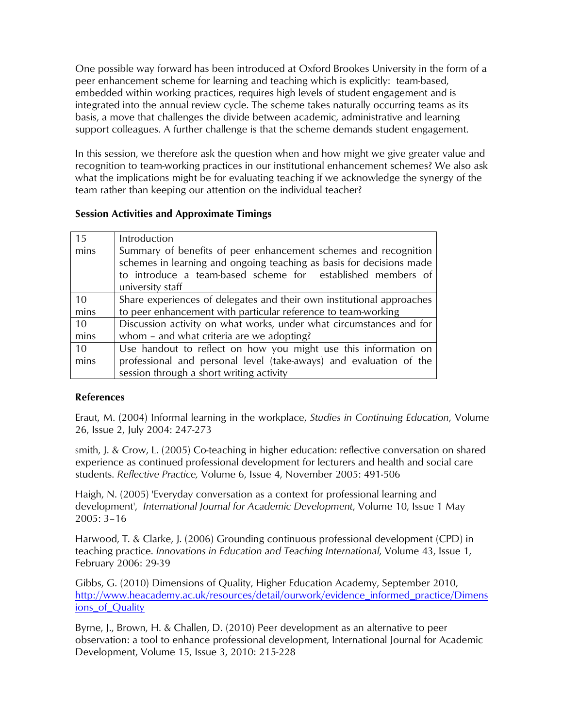One possible way forward has been introduced at Oxford Brookes University in the form of a peer enhancement scheme for learning and teaching which is explicitly: team-based, embedded within working practices, requires high levels of student engagement and is integrated into the annual review cycle. The scheme takes naturally occurring teams as its basis, a move that challenges the divide between academic, administrative and learning support colleagues. A further challenge is that the scheme demands student engagement.

In this session, we therefore ask the question when and how might we give greater value and recognition to team-working practices in our institutional enhancement schemes? We also ask what the implications might be for evaluating teaching if we acknowledge the synergy of the team rather than keeping our attention on the individual teacher?

**Session Activities and Approximate Timings**

| | |
|---|---|
| 15 mins | Introduction<br>Summary of benefits of peer enhancement schemes and recognition schemes in learning and ongoing teaching as basis for decisions made to introduce a team-based scheme for established members of university staff |
| 10 mins | Share experiences of delegates and their own institutional approaches to peer enhancement with particular reference to team-working |
| 10 mins | Discussion activity on what works, under what circumstances and for whom – and what criteria are we adopting? |
| 10 mins | Use handout to reflect on how you might use this information on professional and personal level (take-aways) and evaluation of the session through a short writing activity |

**References**

Eraut, M. (2004) Informal learning in the workplace, *Studies in Continuing Education*, Volume 26, Issue 2, July 2004: 247-273

smith, J. & Crow, L. (2005) Co-teaching in higher education: reflective conversation on shared experience as continued professional development for lecturers and health and social care students. *Reflective Practice,* Volume 6, Issue 4, November 2005: 491-506

Haigh, N. (2005) 'Everyday conversation as a context for professional learning and development', *International Journal for Academic Development*, Volume 10, Issue 1 May 2005: 3–16

Harwood, T. & Clarke, J. (2006) Grounding continuous professional development (CPD) in teaching practice. *Innovations in Education and Teaching International*, Volume 43, Issue 1, February 2006: 29-39

Gibbs, G. (2010) Dimensions of Quality, Higher Education Academy, September 2010, http://www.heacademy.ac.uk/resources/detail/ourwork/evidence_informed_practice/Dimensions_of_Quality

Byrne, J., Brown, H. & Challen, D. (2010) Peer development as an alternative to peer observation: a tool to enhance professional development, International Journal for Academic Development, Volume 15, Issue 3, 2010: 215-228